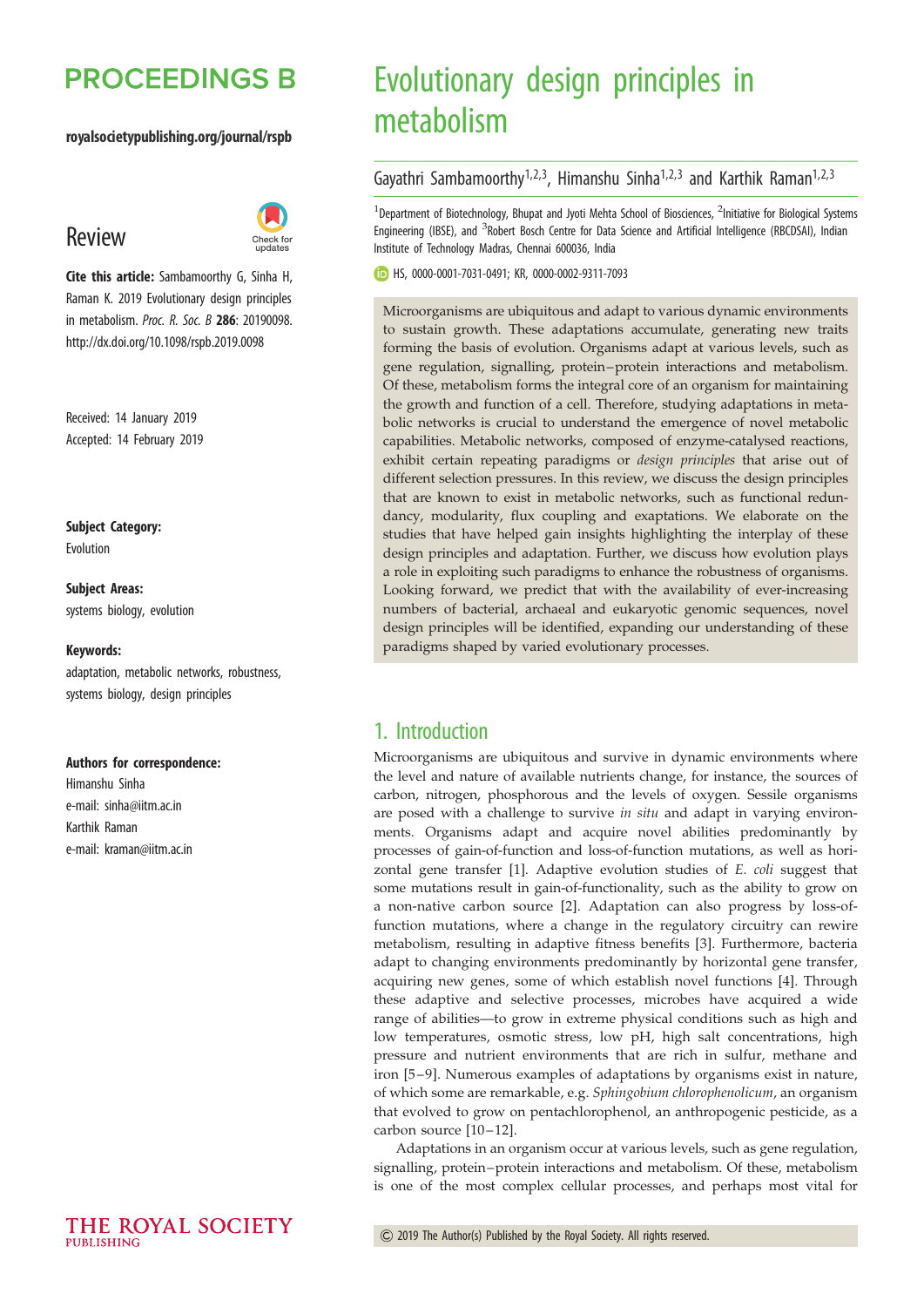# PROCEEDINGS B

royalsocietypublishing.org/journal/rspb

## Review

**Cite this article:** Sambamoorthy G, Sinha H, Raman K. 2019 Evolutionary design principles in metabolism. *Proc. R. Soc. B* **286**: 20190098. http://dx.doi.org/10.1098/rspb.2019.0098

Received: 14 January 2019
Accepted: 14 February 2019

**Subject Category:**
Evolution

**Subject Areas:**
systems biology, evolution

**Keywords:**
adaptation, metabolic networks, robustness, systems biology, design principles

**Authors for correspondence:**
Himanshu Sinha
e-mail: sinha@iitm.ac.in
Karthik Raman
e-mail: kraman@iitm.ac.in

# Evolutionary design principles in metabolism

Gayathri Sambamoorthy[1,2,3], Himanshu Sinha[1,2,3] and Karthik Raman[1,2,3]

[1]Department of Biotechnology, Bhupat and Jyoti Mehta School of Biosciences, [2]Initiative for Biological Systems Engineering (IBSE), and [3]Robert Bosch Centre for Data Science and Artificial Intelligence (RBCDSAI), Indian Institute of Technology Madras, Chennai 600036, India

HS, 0000-0001-7031-0491; KR, 0000-0002-9311-7093

Microorganisms are ubiquitous and adapt to various dynamic environments to sustain growth. These adaptations accumulate, generating new traits forming the basis of evolution. Organisms adapt at various levels, such as gene regulation, signalling, protein–protein interactions and metabolism. Of these, metabolism forms the integral core of an organism for maintaining the growth and function of a cell. Therefore, studying adaptations in metabolic networks is crucial to understand the emergence of novel metabolic capabilities. Metabolic networks, composed of enzyme-catalysed reactions, exhibit certain repeating paradigms or *design principles* that arise out of different selection pressures. In this review, we discuss the design principles that are known to exist in metabolic networks, such as functional redundancy, modularity, flux coupling and exaptations. We elaborate on the studies that have helped gain insights highlighting the interplay of these design principles and adaptation. Further, we discuss how evolution plays a role in exploiting such paradigms to enhance the robustness of organisms. Looking forward, we predict that with the availability of ever-increasing numbers of bacterial, archaeal and eukaryotic genomic sequences, novel design principles will be identified, expanding our understanding of these paradigms shaped by varied evolutionary processes.

## 1. Introduction

Microorganisms are ubiquitous and survive in dynamic environments where the level and nature of available nutrients change, for instance, the sources of carbon, nitrogen, phosphorous and the levels of oxygen. Sessile organisms are posed with a challenge to survive *in situ* and adapt in varying environments. Organisms adapt and acquire novel abilities predominantly by processes of gain-of-function and loss-of-function mutations, as well as horizontal gene transfer [1]. Adaptive evolution studies of *E. coli* suggest that some mutations result in gain-of-functionality, such as the ability to grow on a non-native carbon source [2]. Adaptation can also progress by loss-of-function mutations, where a change in the regulatory circuitry can rewire metabolism, resulting in adaptive fitness benefits [3]. Furthermore, bacteria adapt to changing environments predominantly by horizontal gene transfer, acquiring new genes, some of which establish novel functions [4]. Through these adaptive and selective processes, microbes have acquired a wide range of abilities—to grow in extreme physical conditions such as high and low temperatures, osmotic stress, low pH, high salt concentrations, high pressure and nutrient environments that are rich in sulfur, methane and iron [5–9]. Numerous examples of adaptations by organisms exist in nature, of which some are remarkable, e.g. *Sphingobium chlorophenolicum*, an organism that evolved to grow on pentachlorophenol, an anthropogenic pesticide, as a carbon source [10–12].

Adaptations in an organism occur at various levels, such as gene regulation, signalling, protein–protein interactions and metabolism. Of these, metabolism is one of the most complex cellular processes, and perhaps most vital for

© 2019 The Author(s) Published by the Royal Society. All rights reserved.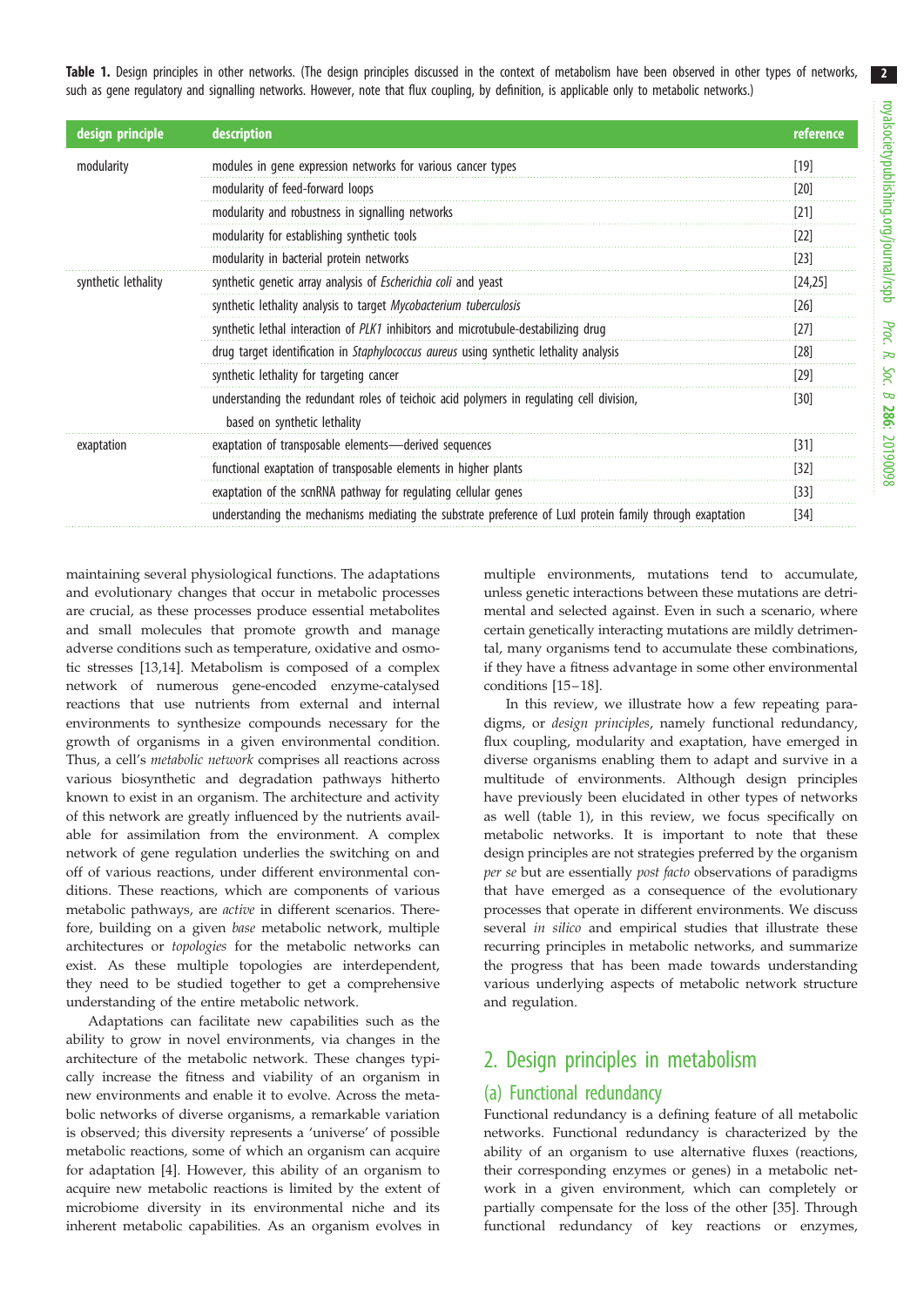**Table 1.** Design principles in other networks. (The design principles discussed in the context of metabolism have been observed in other types of networks, such as gene regulatory and signalling networks. However, note that flux coupling, by definition, is applicable only to metabolic networks.)

| design principle | description | reference |
|---|---|---|
| modularity | modules in gene expression networks for various cancer types | [19] |
| | modularity of feed-forward loops | [20] |
| | modularity and robustness in signalling networks | [21] |
| | modularity for establishing synthetic tools | [22] |
| | modularity in bacterial protein networks | [23] |
| synthetic lethality | synthetic genetic array analysis of *Escherichia coli* and yeast | [24,25] |
| | synthetic lethality analysis to target *Mycobacterium tuberculosis* | [26] |
| | synthetic lethal interaction of *PLK1* inhibitors and microtubule-destabilizing drug | [27] |
| | drug target identification in *Staphylococcus aureus* using synthetic lethality analysis | [28] |
| | synthetic lethality for targeting cancer | [29] |
| | understanding the redundant roles of teichoic acid polymers in regulating cell division, based on synthetic lethality | [30] |
| exaptation | exaptation of transposable elements—derived sequences | [31] |
| | functional exaptation of transposable elements in higher plants | [32] |
| | exaptation of the scnRNA pathway for regulating cellular genes | [33] |
| | understanding the mechanisms mediating the substrate preference of LuxI protein family through exaptation | [34] |

maintaining several physiological functions. The adaptations and evolutionary changes that occur in metabolic processes are crucial, as these processes produce essential metabolites and small molecules that promote growth and manage adverse conditions such as temperature, oxidative and osmotic stresses [13,14]. Metabolism is composed of a complex network of numerous gene-encoded enzyme-catalysed reactions that use nutrients from external and internal environments to synthesize compounds necessary for the growth of organisms in a given environmental condition. Thus, a cell's *metabolic network* comprises all reactions across various biosynthetic and degradation pathways hitherto known to exist in an organism. The architecture and activity of this network are greatly influenced by the nutrients available for assimilation from the environment. A complex network of gene regulation underlies the switching on and off of various reactions, under different environmental conditions. These reactions, which are components of various metabolic pathways, are *active* in different scenarios. Therefore, building on a given *base* metabolic network, multiple architectures or *topologies* for the metabolic networks can exist. As these multiple topologies are interdependent, they need to be studied together to get a comprehensive understanding of the entire metabolic network.

Adaptations can facilitate new capabilities such as the ability to grow in novel environments, via changes in the architecture of the metabolic network. These changes typically increase the fitness and viability of an organism in new environments and enable it to evolve. Across the metabolic networks of diverse organisms, a remarkable variation is observed; this diversity represents a 'universe' of possible metabolic reactions, some of which an organism can acquire for adaptation [4]. However, this ability of an organism to acquire new metabolic reactions is limited by the extent of microbiome diversity in its environmental niche and its inherent metabolic capabilities. As an organism evolves in multiple environments, mutations tend to accumulate, unless genetic interactions between these mutations are detrimental and selected against. Even in such a scenario, where certain genetically interacting mutations are mildly detrimental, many organisms tend to accumulate these combinations, if they have a fitness advantage in some other environmental conditions [15–18].

In this review, we illustrate how a few repeating paradigms, or *design principles*, namely functional redundancy, flux coupling, modularity and exaptation, have emerged in diverse organisms enabling them to adapt and survive in a multitude of environments. Although design principles have previously been elucidated in other types of networks as well (table 1), in this review, we focus specifically on metabolic networks. It is important to note that these design principles are not strategies preferred by the organism *per se* but are essentially *post facto* observations of paradigms that have emerged as a consequence of the evolutionary processes that operate in different environments. We discuss several *in silico* and empirical studies that illustrate these recurring principles in metabolic networks, and summarize the progress that has been made towards understanding various underlying aspects of metabolic network structure and regulation.

## 2. Design principles in metabolism

### (a) Functional redundancy

Functional redundancy is a defining feature of all metabolic networks. Functional redundancy is characterized by the ability of an organism to use alternative fluxes (reactions, their corresponding enzymes or genes) in a metabolic network in a given environment, which can completely or partially compensate for the loss of the other [35]. Through functional redundancy of key reactions or enzymes,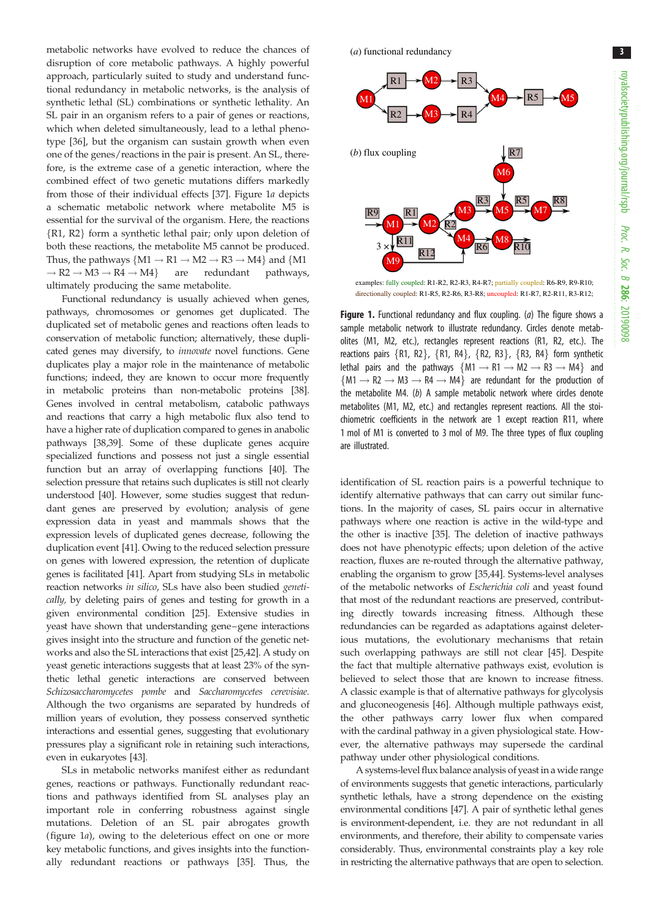metabolic networks have evolved to reduce the chances of disruption of core metabolic pathways. A highly powerful approach, particularly suited to study and understand functional redundancy in metabolic networks, is the analysis of synthetic lethal (SL) combinations or synthetic lethality. An SL pair in an organism refers to a pair of genes or reactions, which when deleted simultaneously, lead to a lethal phenotype [36], but the organism can sustain growth when even one of the genes/reactions in the pair is present. An SL, therefore, is the extreme case of a genetic interaction, where the combined effect of two genetic mutations differs markedly from those of their individual effects [37]. Figure 1*a* depicts a schematic metabolic network where metabolite M5 is essential for the survival of the organism. Here, the reactions {R1, R2} form a synthetic lethal pair; only upon deletion of both these reactions, the metabolite M5 cannot be produced. Thus, the pathways {M1 → R1 → M2 → R3 → M4} and {M1 → R2 → M3 → R4 → M4} are redundant pathways, ultimately producing the same metabolite.

Functional redundancy is usually achieved when genes, pathways, chromosomes or genomes get duplicated. The duplicated set of metabolic genes and reactions often leads to conservation of metabolic function; alternatively, these duplicated genes may diversify, to *innovate* novel functions. Gene duplicates play a major role in the maintenance of metabolic functions; indeed, they are known to occur more frequently in metabolic proteins than non-metabolic proteins [38]. Genes involved in central metabolism, catabolic pathways and reactions that carry a high metabolic flux also tend to have a higher rate of duplication compared to genes in anabolic pathways [38,39]. Some of these duplicate genes acquire specialized functions and possess not just a single essential function but an array of overlapping functions [40]. The selection pressure that retains such duplicates is still not clearly understood [40]. However, some studies suggest that redundant genes are preserved by evolution; analysis of gene expression data in yeast and mammals shows that the expression levels of duplicated genes decrease, following the duplication event [41]. Owing to the reduced selection pressure on genes with lowered expression, the retention of duplicate genes is facilitated [41]. Apart from studying SLs in metabolic reaction networks *in silico*, SLs have also been studied *genetically*, by deleting pairs of genes and testing for growth in a given environmental condition [25]. Extensive studies in yeast have shown that understanding gene–gene interactions gives insight into the structure and function of the genetic networks and also the SL interactions that exist [25,42]. A study on yeast genetic interactions suggests that at least 23% of the synthetic lethal genetic interactions are conserved between *Schizosaccharomyces pombe* and *Saccharomyces cerevisiae*. Although the two organisms are separated by hundreds of million years of evolution, they possess conserved synthetic interactions and essential genes, suggesting that evolutionary pressures play a significant role in retaining such interactions, even in eukaryotes [43].

SLs in metabolic networks manifest either as redundant genes, reactions or pathways. Functionally redundant reactions and pathways identified from SL analyses play an important role in conferring robustness against single mutations. Deletion of an SL pair abrogates growth (figure 1*a*), owing to the deleterious effect on one or more key metabolic functions, and gives insights into the functionally redundant reactions or pathways [35]. Thus, the identification of SL reaction pairs is a powerful technique to identify alternative pathways that can carry out similar functions. In the majority of cases, SL pairs occur in alternative pathways where one reaction is active in the wild-type and the other is inactive [35]. The deletion of inactive pathways does not have phenotypic effects; upon deletion of the active reaction, fluxes are re-routed through the alternative pathway, enabling the organism to grow [35,44]. Systems-level analyses of the metabolic networks of *Escherichia coli* and yeast found that most of the redundant reactions are preserved, contributing directly towards increasing fitness. Although these redundancies can be regarded as adaptations against deleterious mutations, the evolutionary mechanisms that retain such overlapping pathways are still not clear [45]. Despite the fact that multiple alternative pathways exist, evolution is believed to select those that are known to increase fitness. A classic example is that of alternative pathways for glycolysis and gluconeogenesis [46]. Although multiple pathways exist, the other pathways carry lower flux when compared with the cardinal pathway in a given physiological state. However, the alternative pathways may supersede the cardinal pathway under other physiological conditions.

A systems-level flux balance analysis of yeast in a wide range of environments suggests that genetic interactions, particularly synthetic lethals, have a strong dependence on the existing environmental conditions [47]. A pair of synthetic lethal genes is environment-dependent, i.e. they are not redundant in all environments, and therefore, their ability to compensate varies considerably. Thus, environmental constraints play a key role in restricting the alternative pathways that are open to selection.

(*a*) functional redundancy

(*b*) flux coupling

examples: fully coupled: R1-R2, R2-R3, R4-R7; partially coupled: R6-R9, R9-R10; directionally coupled: R1-R5, R2-R6, R3-R8; uncoupled: R1-R7, R2-R11, R3-R12;

**Figure 1.** Functional redundancy and flux coupling. (*a*) The figure shows a sample metabolic network to illustrate redundancy. Circles denote metabolites (M1, M2, etc.), rectangles represent reactions (R1, R2, etc.). The reactions pairs {R1, R2}, {R1, R4}, {R2, R3}, {R3, R4} form synthetic lethal pairs and the pathways {M1 → R1 → M2 → R3 → M4} and {M1 → R2 → M3 → R4 → M4} are redundant for the production of the metabolite M4. (*b*) A sample metabolic network where circles denote metabolites (M1, M2, etc.) and rectangles represent reactions. All the stoichiometric coefficients in the network are 1 except reaction R11, where 1 mol of M1 is converted to 3 mol of M9. The three types of flux coupling are illustrated.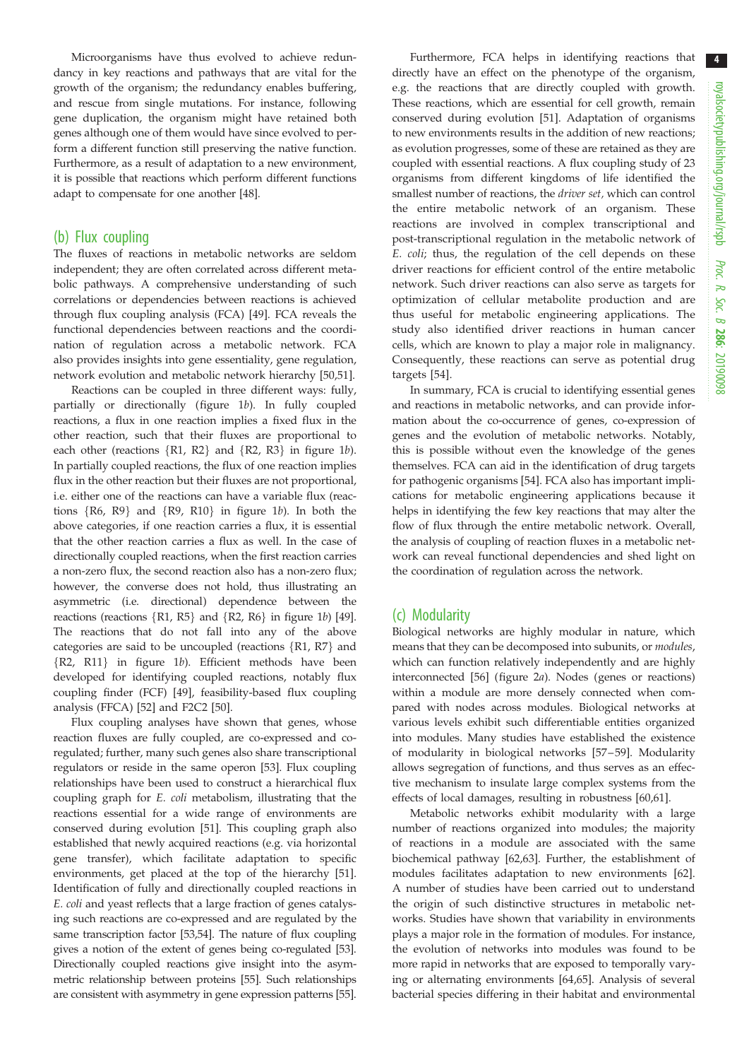Microorganisms have thus evolved to achieve redundancy in key reactions and pathways that are vital for the growth of the organism; the redundancy enables buffering, and rescue from single mutations. For instance, following gene duplication, the organism might have retained both genes although one of them would have since evolved to perform a different function still preserving the native function. Furthermore, as a result of adaptation to a new environment, it is possible that reactions which perform different functions adapt to compensate for one another [48].

## (b) Flux coupling

The fluxes of reactions in metabolic networks are seldom independent; they are often correlated across different metabolic pathways. A comprehensive understanding of such correlations or dependencies between reactions is achieved through flux coupling analysis (FCA) [49]. FCA reveals the functional dependencies between reactions and the coordination of regulation across a metabolic network. FCA also provides insights into gene essentiality, gene regulation, network evolution and metabolic network hierarchy [50,51].

Reactions can be coupled in three different ways: fully, partially or directionally (figure 1*b*). In fully coupled reactions, a flux in one reaction implies a fixed flux in the other reaction, such that their fluxes are proportional to each other (reactions {R1, R2} and {R2, R3} in figure 1*b*). In partially coupled reactions, the flux of one reaction implies flux in the other reaction but their fluxes are not proportional, i.e. either one of the reactions can have a variable flux (reactions {R6, R9} and {R9, R10} in figure 1*b*). In both the above categories, if one reaction carries a flux, it is essential that the other reaction carries a flux as well. In the case of directionally coupled reactions, when the first reaction carries a non-zero flux, the second reaction also has a non-zero flux; however, the converse does not hold, thus illustrating an asymmetric (i.e. directional) dependence between the reactions (reactions {R1, R5} and {R2, R6} in figure 1*b*) [49]. The reactions that do not fall into any of the above categories are said to be uncoupled (reactions {R1, R7} and {R2, R11} in figure 1*b*). Efficient methods have been developed for identifying coupled reactions, notably flux coupling finder (FCF) [49], feasibility-based flux coupling analysis (FFCA) [52] and F2C2 [50].

Flux coupling analyses have shown that genes, whose reaction fluxes are fully coupled, are co-expressed and co-regulated; further, many such genes also share transcriptional regulators or reside in the same operon [53]. Flux coupling relationships have been used to construct a hierarchical flux coupling graph for *E. coli* metabolism, illustrating that the reactions essential for a wide range of environments are conserved during evolution [51]. This coupling graph also established that newly acquired reactions (e.g. via horizontal gene transfer), which facilitate adaptation to specific environments, get placed at the top of the hierarchy [51]. Identification of fully and directionally coupled reactions in *E. coli* and yeast reflects that a large fraction of genes catalysing such reactions are co-expressed and are regulated by the same transcription factor [53,54]. The nature of flux coupling gives a notion of the extent of genes being co-regulated [53]. Directionally coupled reactions give insight into the asymmetric relationship between proteins [55]. Such relationships are consistent with asymmetry in gene expression patterns [55].

Furthermore, FCA helps in identifying reactions that directly have an effect on the phenotype of the organism, e.g. the reactions that are directly coupled with growth. These reactions, which are essential for cell growth, remain conserved during evolution [51]. Adaptation of organisms to new environments results in the addition of new reactions; as evolution progresses, some of these are retained as they are coupled with essential reactions. A flux coupling study of 23 organisms from different kingdoms of life identified the smallest number of reactions, the *driver set*, which can control the entire metabolic network of an organism. These reactions are involved in complex transcriptional and post-transcriptional regulation in the metabolic network of *E. coli*; thus, the regulation of the cell depends on these driver reactions for efficient control of the entire metabolic network. Such driver reactions can also serve as targets for optimization of cellular metabolite production and are thus useful for metabolic engineering applications. The study also identified driver reactions in human cancer cells, which are known to play a major role in malignancy. Consequently, these reactions can serve as potential drug targets [54].

In summary, FCA is crucial to identifying essential genes and reactions in metabolic networks, and can provide information about the co-occurrence of genes, co-expression of genes and the evolution of metabolic networks. Notably, this is possible without even the knowledge of the genes themselves. FCA can aid in the identification of drug targets for pathogenic organisms [54]. FCA also has important implications for metabolic engineering applications because it helps in identifying the few key reactions that may alter the flow of flux through the entire metabolic network. Overall, the analysis of coupling of reaction fluxes in a metabolic network can reveal functional dependencies and shed light on the coordination of regulation across the network.

## (c) Modularity

Biological networks are highly modular in nature, which means that they can be decomposed into subunits, or *modules*, which can function relatively independently and are highly interconnected [56] (figure 2*a*). Nodes (genes or reactions) within a module are more densely connected when compared with nodes across modules. Biological networks at various levels exhibit such differentiable entities organized into modules. Many studies have established the existence of modularity in biological networks [57–59]. Modularity allows segregation of functions, and thus serves as an effective mechanism to insulate large complex systems from the effects of local damages, resulting in robustness [60,61].

Metabolic networks exhibit modularity with a large number of reactions organized into modules; the majority of reactions in a module are associated with the same biochemical pathway [62,63]. Further, the establishment of modules facilitates adaptation to new environments [62]. A number of studies have been carried out to understand the origin of such distinctive structures in metabolic networks. Studies have shown that variability in environments plays a major role in the formation of modules. For instance, the evolution of networks into modules was found to be more rapid in networks that are exposed to temporally varying or alternating environments [64,65]. Analysis of several bacterial species differing in their habitat and environmental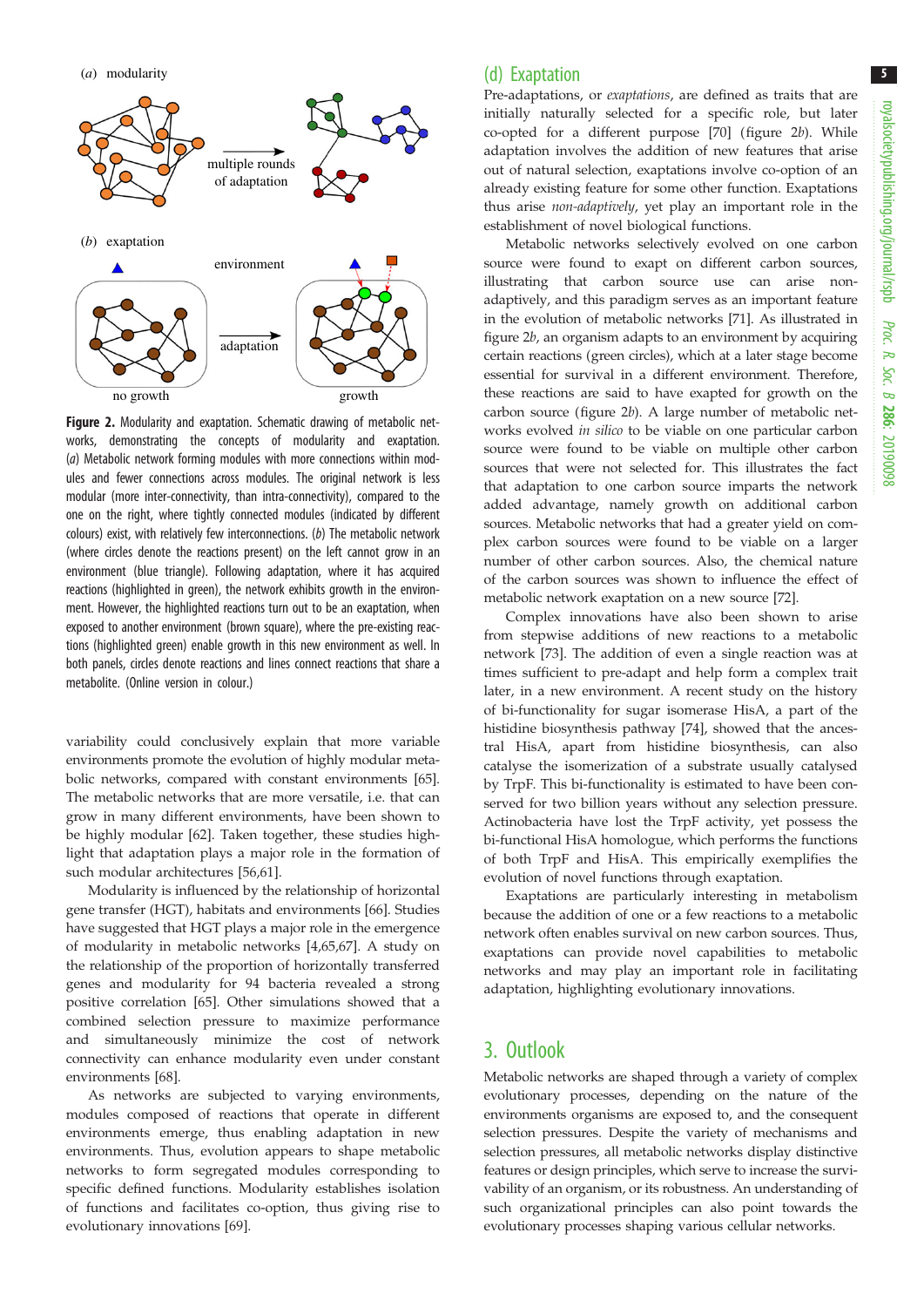Figure 2. Modularity and exaptation. Schematic drawing of metabolic networks, demonstrating the concepts of modularity and exaptation. (*a*) Metabolic network forming modules with more connections within modules and fewer connections across modules. The original network is less modular (more inter-connectivity, than intra-connectivity), compared to the one on the right, where tightly connected modules (indicated by different colours) exist, with relatively few interconnections. (*b*) The metabolic network (where circles denote the reactions present) on the left cannot grow in an environment (blue triangle). Following adaptation, where it has acquired reactions (highlighted in green), the network exhibits growth in the environment. However, the highlighted reactions turn out to be an exaptation, when exposed to another environment (brown square), where the pre-existing reactions (highlighted green) enable growth in this new environment as well. In both panels, circles denote reactions and lines connect reactions that share a metabolite. (Online version in colour.)

variability could conclusively explain that more variable environments promote the evolution of highly modular metabolic networks, compared with constant environments [65]. The metabolic networks that are more versatile, i.e. that can grow in many different environments, have been shown to be highly modular [62]. Taken together, these studies highlight that adaptation plays a major role in the formation of such modular architectures [56,61].

Modularity is influenced by the relationship of horizontal gene transfer (HGT), habitats and environments [66]. Studies have suggested that HGT plays a major role in the emergence of modularity in metabolic networks [4,65,67]. A study on the relationship of the proportion of horizontally transferred genes and modularity for 94 bacteria revealed a strong positive correlation [65]. Other simulations showed that a combined selection pressure to maximize performance and simultaneously minimize the cost of network connectivity can enhance modularity even under constant environments [68].

As networks are subjected to varying environments, modules composed of reactions that operate in different environments emerge, thus enabling adaptation in new environments. Thus, evolution appears to shape metabolic networks to form segregated modules corresponding to specific defined functions. Modularity establishes isolation of functions and facilitates co-option, thus giving rise to evolutionary innovations [69].

### (d) Exaptation

Pre-adaptations, or *exaptations*, are defined as traits that are initially naturally selected for a specific role, but later co-opted for a different purpose [70] (figure 2*b*). While adaptation involves the addition of new features that arise out of natural selection, exaptations involve co-option of an already existing feature for some other function. Exaptations thus arise *non-adaptively*, yet play an important role in the establishment of novel biological functions.

Metabolic networks selectively evolved on one carbon source were found to exapt on different carbon sources, illustrating that carbon source use can arise non-adaptively, and this paradigm serves as an important feature in the evolution of metabolic networks [71]. As illustrated in figure 2*b*, an organism adapts to an environment by acquiring certain reactions (green circles), which at a later stage become essential for survival in a different environment. Therefore, these reactions are said to have exapted for growth on the carbon source (figure 2*b*). A large number of metabolic networks evolved *in silico* to be viable on one particular carbon source were found to be viable on multiple other carbon sources that were not selected for. This illustrates the fact that adaptation to one carbon source imparts the network added advantage, namely growth on additional carbon sources. Metabolic networks that had a greater yield on complex carbon sources were found to be viable on a larger number of other carbon sources. Also, the chemical nature of the carbon sources was shown to influence the effect of metabolic network exaptation on a new source [72].

Complex innovations have also been shown to arise from stepwise additions of new reactions to a metabolic network [73]. The addition of even a single reaction was at times sufficient to pre-adapt and help form a complex trait later, in a new environment. A recent study on the history of bi-functionality for sugar isomerase HisA, a part of the histidine biosynthesis pathway [74], showed that the ancestral HisA, apart from histidine biosynthesis, can also catalyse the isomerization of a substrate usually catalysed by TrpF. This bi-functionality is estimated to have been conserved for two billion years without any selection pressure. Actinobacteria have lost the TrpF activity, yet possess the bi-functional HisA homologue, which performs the functions of both TrpF and HisA. This empirically exemplifies the evolution of novel functions through exaptation.

Exaptations are particularly interesting in metabolism because the addition of one or a few reactions to a metabolic network often enables survival on new carbon sources. Thus, exaptations can provide novel capabilities to metabolic networks and may play an important role in facilitating adaptation, highlighting evolutionary innovations.

## 3. Outlook

Metabolic networks are shaped through a variety of complex evolutionary processes, depending on the nature of the environments organisms are exposed to, and the consequent selection pressures. Despite the variety of mechanisms and selection pressures, all metabolic networks display distinctive features or design principles, which serve to increase the survivability of an organism, or its robustness. An understanding of such organizational principles can also point towards the evolutionary processes shaping various cellular networks.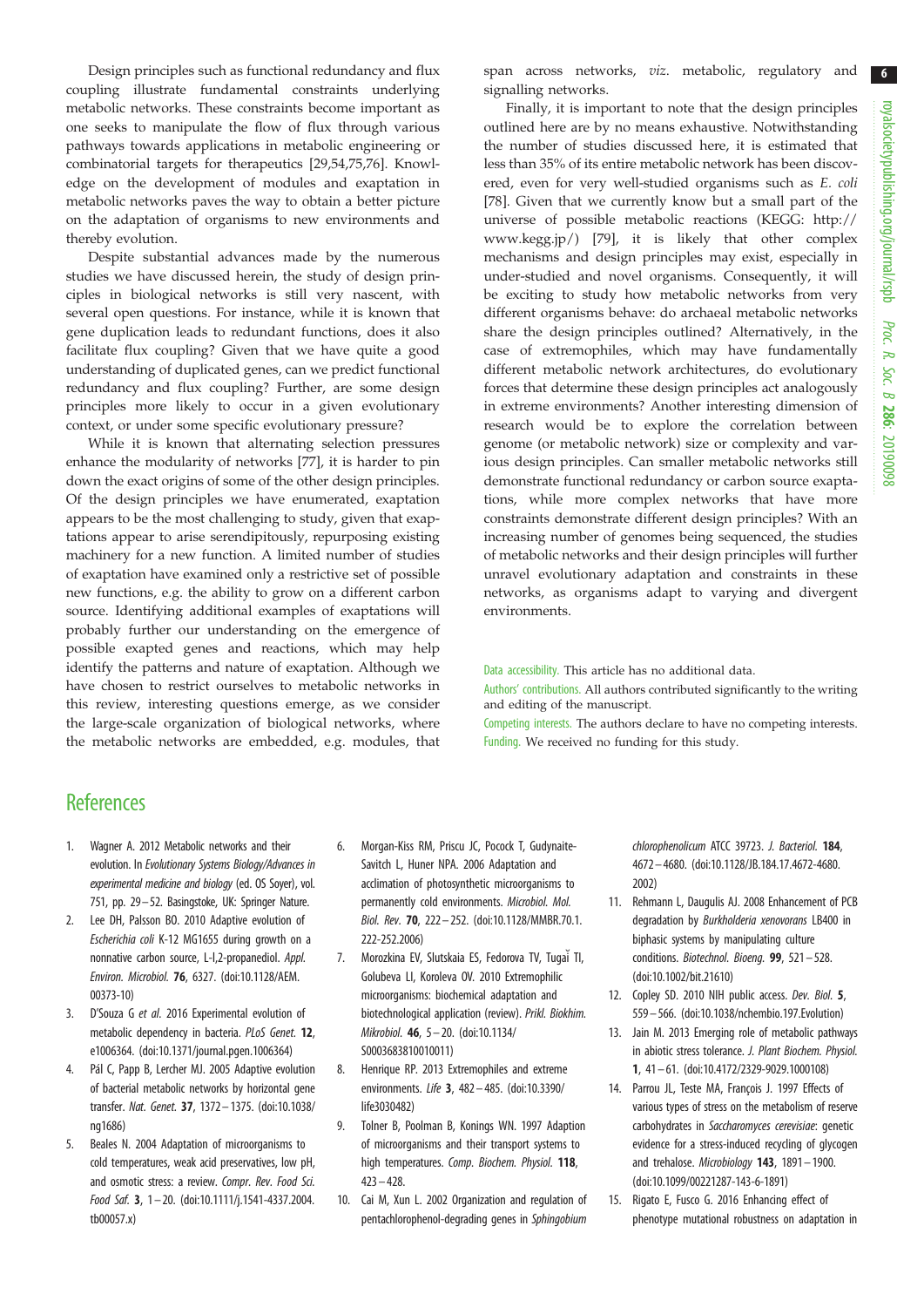Design principles such as functional redundancy and flux coupling illustrate fundamental constraints underlying metabolic networks. These constraints become important as one seeks to manipulate the flow of flux through various pathways towards applications in metabolic engineering or combinatorial targets for therapeutics [29,54,75,76]. Knowledge on the development of modules and exaptation in metabolic networks paves the way to obtain a better picture on the adaptation of organisms to new environments and thereby evolution.

Despite substantial advances made by the numerous studies we have discussed herein, the study of design principles in biological networks is still very nascent, with several open questions. For instance, while it is known that gene duplication leads to redundant functions, does it also facilitate flux coupling? Given that we have quite a good understanding of duplicated genes, can we predict functional redundancy and flux coupling? Further, are some design principles more likely to occur in a given evolutionary context, or under some specific evolutionary pressure?

While it is known that alternating selection pressures enhance the modularity of networks [77], it is harder to pin down the exact origins of some of the other design principles. Of the design principles we have enumerated, exaptation appears to be the most challenging to study, given that exaptations appear to arise serendipitously, repurposing existing machinery for a new function. A limited number of studies of exaptation have examined only a restrictive set of possible new functions, e.g. the ability to grow on a different carbon source. Identifying additional examples of exaptations will probably further our understanding on the emergence of possible exapted genes and reactions, which may help identify the patterns and nature of exaptation. Although we have chosen to restrict ourselves to metabolic networks in this review, interesting questions emerge, as we consider the large-scale organization of biological networks, where the metabolic networks are embedded, e.g. modules, that span across networks, *viz.* metabolic, regulatory and signalling networks.

Finally, it is important to note that the design principles outlined here are by no means exhaustive. Notwithstanding the number of studies discussed here, it is estimated that less than 35% of its entire metabolic network has been discovered, even for very well-studied organisms such as *E. coli* [78]. Given that we currently know but a small part of the universe of possible metabolic reactions (KEGG: http://www.kegg.jp/) [79], it is likely that other complex mechanisms and design principles may exist, especially in under-studied and novel organisms. Consequently, it will be exciting to study how metabolic networks from very different organisms behave: do archaeal metabolic networks share the design principles outlined? Alternatively, in the case of extremophiles, which may have fundamentally different metabolic network architectures, do evolutionary forces that determine these design principles act analogously in extreme environments? Another interesting dimension of research would be to explore the correlation between genome (or metabolic network) size or complexity and various design principles. Can smaller metabolic networks still demonstrate functional redundancy or carbon source exaptations, while more complex networks that have more constraints demonstrate different design principles? With an increasing number of genomes being sequenced, the studies of metabolic networks and their design principles will further unravel evolutionary adaptation and constraints in these networks, as organisms adapt to varying and divergent environments.

Data accessibility. This article has no additional data.

Authors' contributions. All authors contributed significantly to the writing and editing of the manuscript.

Competing interests. The authors declare to have no competing interests.

Funding. We received no funding for this study.

## References

1. Wagner A. 2012 Metabolic networks and their evolution. In *Evolutionary Systems Biology/Advances in experimental medicine and biology* (ed. OS Soyer), vol. 751, pp. 29–52. Basingstoke, UK: Springer Nature.
2. Lee DH, Palsson BO. 2010 Adaptive evolution of *Escherichia coli* K-12 MG1655 during growth on a nonnative carbon source, L-l,2-propanediol. *Appl. Environ. Microbiol.* **76**, 6327. (doi:10.1128/AEM.00373-10)
3. D'Souza G *et al.* 2016 Experimental evolution of metabolic dependency in bacteria. *PLoS Genet.* **12**, e1006364. (doi:10.1371/journal.pgen.1006364)
4. Pál C, Papp B, Lercher MJ. 2005 Adaptive evolution of bacterial metabolic networks by horizontal gene transfer. *Nat. Genet.* **37**, 1372–1375. (doi:10.1038/ng1686)
5. Beales N. 2004 Adaptation of microorganisms to cold temperatures, weak acid preservatives, low pH, and osmotic stress: a review. *Compr. Rev. Food Sci. Food Saf.* **3**, 1–20. (doi:10.1111/j.1541-4337.2004.tb00057.x)
6. Morgan-Kiss RM, Priscu JC, Pocock T, Gudynaite-Savitch L, Huner NPA. 2006 Adaptation and acclimation of photosynthetic microorganisms to permanently cold environments. *Microbiol. Mol. Biol. Rev.* **70**, 222–252. (doi:10.1128/MMBR.70.1.222-252.2006)
7. Morozkina EV, Slutskaia ES, Fedorova TV, Tugaĭ TI, Golubeva LI, Koroleva OV. 2010 Extremophilic microorganisms: biochemical adaptation and biotechnological application (review). *Prikl. Biokhim. Mikrobiol.* **46**, 5–20. (doi:10.1134/S0003683810010011)
8. Henrique RP. 2013 Extremophiles and extreme environments. *Life* **3**, 482–485. (doi:10.3390/life3030482)
9. Tolner B, Poolman B, Konings WN. 1997 Adaption of microorganisms and their transport systems to high temperatures. *Comp. Biochem. Physiol.* **118**, 423–428.
10. Cai M, Xun L. 2002 Organization and regulation of pentachlorophenol-degrading genes in *Sphingobium chlorophenolicum* ATCC 39723. *J. Bacteriol.* **184**, 4672–4680. (doi:10.1128/JB.184.17.4672-4680.2002)
11. Rehmann L, Daugulis AJ. 2008 Enhancement of PCB degradation by *Burkholderia xenovorans* LB400 in biphasic systems by manipulating culture conditions. *Biotechnol. Bioeng.* **99**, 521–528. (doi:10.1002/bit.21610)
12. Copley SD. 2010 NIH public access. *Dev. Biol.* **5**, 559–566. (doi:10.1038/nchembio.197.Evolution)
13. Jain M. 2013 Emerging role of metabolic pathways in abiotic stress tolerance. *J. Plant Biochem. Physiol.* **1**, 41–61. (doi:10.4172/2329-9029.1000108)
14. Parrou JL, Teste MA, François J. 1997 Effects of various types of stress on the metabolism of reserve carbohydrates in *Saccharomyces cerevisiae*: genetic evidence for a stress-induced recycling of glycogen and trehalose. *Microbiology* **143**, 1891–1900. (doi:10.1099/00221287-143-6-1891)
15. Rigato E, Fusco G. 2016 Enhancing effect of phenotype mutational robustness on adaptation in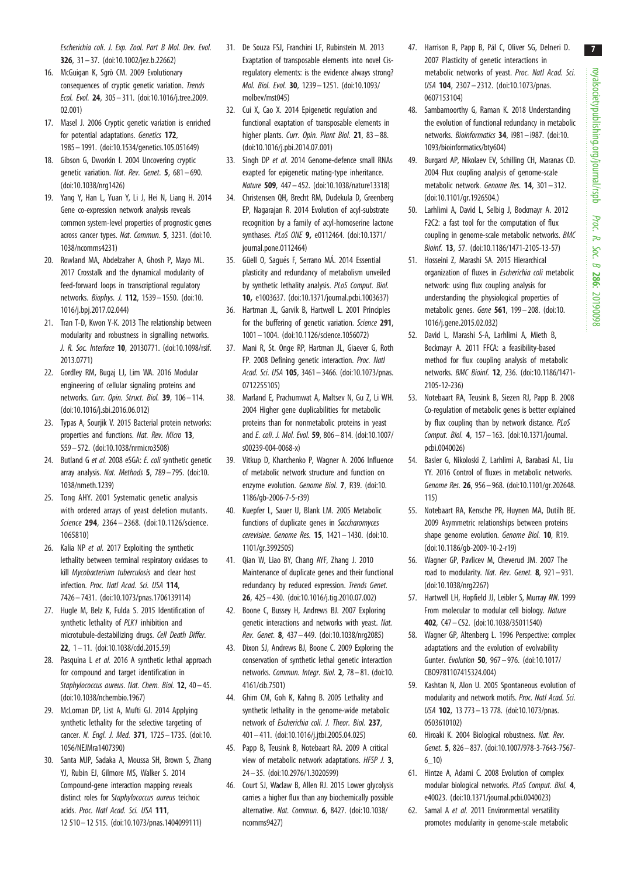*Escherichia coli*. *J. Exp. Zool. Part B Mol. Dev. Evol.* **326**, 31–37. (doi:10.1002/jez.b.22662)

16. McGuigan K, Sgrò CM. 2009 Evolutionary consequences of cryptic genetic variation. *Trends Ecol. Evol.* **24**, 305–311. (doi:10.1016/j.tree.2009.02.001)
17. Masel J. 2006 Cryptic genetic variation is enriched for potential adaptations. *Genetics* **172**, 1985–1991. (doi:10.1534/genetics.105.051649)
18. Gibson G, Dworkin I. 2004 Uncovering cryptic genetic variation. *Nat. Rev. Genet.* **5**, 681–690. (doi:10.1038/nrg1426)
19. Yang Y, Han L, Yuan Y, Li J, Hei N, Liang H. 2014 Gene co-expression network analysis reveals common system-level properties of prognostic genes across cancer types. *Nat. Commun.* **5**, 3231. (doi:10.1038/ncomms4231)
20. Rowland MA, Abdelzaher A, Ghosh P, Mayo ML. 2017 Crosstalk and the dynamical modularity of feed-forward loops in transcriptional regulatory networks. *Biophys. J.* **112**, 1539–1550. (doi:10.1016/j.bpj.2017.02.044)
21. Tran T-D, Kwon Y-K. 2013 The relationship between modularity and robustness in signalling networks. *J. R. Soc. Interface* **10**, 20130771. (doi:10.1098/rsif.2013.0771)
22. Gordley RM, Bugaj LJ, Lim WA. 2016 Modular engineering of cellular signaling proteins and networks. *Curr. Opin. Struct. Biol.* **39**, 106–114. (doi:10.1016/j.sbi.2016.06.012)
23. Typas A, Sourjik V. 2015 Bacterial protein networks: properties and functions. *Nat. Rev. Micro* **13**, 559–572. (doi:10.1038/nrmicro3508)
24. Butland G *et al.* 2008 eSGA: *E. coli* synthetic genetic array analysis. *Nat. Methods* **5**, 789–795. (doi:10.1038/nmeth.1239)
25. Tong AHY. 2001 Systematic genetic analysis with ordered arrays of yeast deletion mutants. *Science* **294**, 2364–2368. (doi:10.1126/science.1065810)
26. Kalia NP *et al.* 2017 Exploiting the synthetic lethality between terminal respiratory oxidases to kill *Mycobacterium tuberculosis* and clear host infection. *Proc. Natl Acad. Sci. USA* **114**, 7426–7431. (doi:10.1073/pnas.1706139114)
27. Hugle M, Belz K, Fulda S. 2015 Identification of synthetic lethality of *PLK1* inhibition and microtubule-destabilizing drugs. *Cell Death Differ.* **22**, 1–11. (doi:10.1038/cdd.2015.59)
28. Pasquina L *et al.* 2016 A synthetic lethal approach for compound and target identification in *Staphylococcus aureus*. *Nat. Chem. Biol.* **12**, 40–45. (doi:10.1038/nchembio.1967)
29. McLornan DP, List A, Mufti GJ. 2014 Applying synthetic lethality for the selective targeting of cancer. *N. Engl. J. Med.* **371**, 1725–1735. (doi:10.1056/NEJMra1407390)
30. Santa MJP, Sadaka A, Moussa SH, Brown S, Zhang YJ, Rubin EJ, Gilmore MS, Walker S. 2014 Compound-gene interaction mapping reveals distinct roles for *Staphylococcus aureus* teichoic acids. *Proc. Natl Acad. Sci. USA* **111**, 12 510–12 515. (doi:10.1073/pnas.1404099111)
31. De Souza FSJ, Franchini LF, Rubinstein M. 2013 Exaptation of transposable elements into novel Cis-regulatory elements: is the evidence always strong? *Mol. Biol. Evol.* **30**, 1239–1251. (doi:10.1093/molbev/mst045)
32. Cui X, Cao X. 2014 Epigenetic regulation and functional exaptation of transposable elements in higher plants. *Curr. Opin. Plant Biol.* **21**, 83–88. (doi:10.1016/j.pbi.2014.07.001)
33. Singh DP *et al.* 2014 Genome-defence small RNAs exapted for epigenetic mating-type inheritance. *Nature* **509**, 447–452. (doi:10.1038/nature13318)
34. Christensen QH, Brecht RM, Dudekula D, Greenberg EP, Nagarajan R. 2014 Evolution of acyl-substrate recognition by a family of acyl-homoserine lactone synthases. *PLoS ONE* **9,** e0112464. (doi:10.1371/journal.pone.0112464)
35. Güell O, Sagués F, Serrano MÁ. 2014 Essential plasticity and redundancy of metabolism unveiled by synthetic lethality analysis. *PLoS Comput. Biol.* **10,** e1003637. (doi:10.1371/journal.pcbi.1003637)
36. Hartman JL, Garvik B, Hartwell L. 2001 Principles for the buffering of genetic variation. *Science* **291**, 1001–1004. (doi:10.1126/science.1056072)
37. Mani R, St. Onge RP, Hartman JL, Giaever G, Roth FP. 2008 Defining genetic interaction. *Proc. Natl Acad. Sci. USA* **105**, 3461–3466. (doi:10.1073/pnas.0712255105)
38. Marland E, Prachumwat A, Maltsev N, Gu Z, Li WH. 2004 Higher gene duplicabilities for metabolic proteins than for nonmetabolic proteins in yeast and *E. coli*. *J. Mol. Evol.* **59**, 806–814. (doi:10.1007/s00239-004-0068-x)
39. Vitkup D, Kharchenko P, Wagner A. 2006 Influence of metabolic network structure and function on enzyme evolution. *Genome Biol.* **7**, R39. (doi:10.1186/gb-2006-7-5-r39)
40. Kuepfer L, Sauer U, Blank LM. 2005 Metabolic functions of duplicate genes in *Saccharomyces cerevisiae*. *Genome Res.* **15**, 1421–1430. (doi:10.1101/gr.3992505)
41. Qian W, Liao BY, Chang AYF, Zhang J. 2010 Maintenance of duplicate genes and their functional redundancy by reduced expression. *Trends Genet.* **26**, 425–430. (doi:10.1016/j.tig.2010.07.002)
42. Boone C, Bussey H, Andrews BJ. 2007 Exploring genetic interactions and networks with yeast. *Nat. Rev. Genet.* **8**, 437–449. (doi:10.1038/nrg2085)
43. Dixon SJ, Andrews BJ, Boone C. 2009 Exploring the conservation of synthetic lethal genetic interaction networks. *Commun. Integr. Biol.* **2**, 78–81. (doi:10.4161/cib.7501)
44. Ghim CM, Goh K, Kahng B. 2005 Lethality and synthetic lethality in the genome-wide metabolic network of *Escherichia coli*. *J. Theor. Biol.* **237**, 401–411. (doi:10.1016/j.jtbi.2005.04.025)
45. Papp B, Teusink B, Notebaart RA. 2009 A critical view of metabolic network adaptations. *HFSP J.* **3**, 24–35. (doi:10.2976/1.3020599)
46. Court SJ, Waclaw B, Allen RJ. 2015 Lower glycolysis carries a higher flux than any biochemically possible alternative. *Nat. Commun.* **6**, 8427. (doi:10.1038/ncomms9427)
47. Harrison R, Papp B, Pál C, Oliver SG, Delneri D. 2007 Plasticity of genetic interactions in metabolic networks of yeast. *Proc. Natl Acad. Sci. USA* **104**, 2307–2312. (doi:10.1073/pnas.0607153104)
48. Sambamoorthy G, Raman K. 2018 Understanding the evolution of functional redundancy in metabolic networks. *Bioinformatics* **34**, i981–i987. (doi:10.1093/bioinformatics/bty604)
49. Burgard AP, Nikolaev EV, Schilling CH, Maranas CD. 2004 Flux coupling analysis of genome-scale metabolic network. *Genome Res.* **14**, 301–312. (doi:10.1101/gr.1926504.)
50. Larhlimi A, David L, Selbig J, Bockmayr A. 2012 F2C2: a fast tool for the computation of flux coupling in genome-scale metabolic networks. *BMC Bioinf.* **13**, 57. (doi:10.1186/1471-2105-13-57)
51. Hosseini Z, Marashi SA. 2015 Hierarchical organization of fluxes in *Escherichia coli* metabolic network: using flux coupling analysis for understanding the physiological properties of metabolic genes. *Gene* **561**, 199–208. (doi:10.1016/j.gene.2015.02.032)
52. David L, Marashi S-A, Larhlimi A, Mieth B, Bockmayr A. 2011 FFCA: a feasibility-based method for flux coupling analysis of metabolic networks. *BMC Bioinf.* **12**, 236. (doi:10.1186/1471-2105-12-236)
53. Notebaart RA, Teusink B, Siezen RJ, Papp B. 2008 Co-regulation of metabolic genes is better explained by flux coupling than by network distance. *PLoS Comput. Biol.* **4**, 157–163. (doi:10.1371/journal.pcbi.0040026)
54. Basler G, Nikoloski Z, Larhlimi A, Barabasi AL, Liu YY. 2016 Control of fluxes in metabolic networks. *Genome Res.* **26**, 956–968. (doi:10.1101/gr.202648.115)
55. Notebaart RA, Kensche PR, Huynen MA, Dutilh BE. 2009 Asymmetric relationships between proteins shape genome evolution. *Genome Biol.* **10**, R19. (doi:10.1186/gb-2009-10-2-r19)
56. Wagner GP, Pavlicev M, Cheverud JM. 2007 The road to modularity. *Nat. Rev. Genet.* **8**, 921–931. (doi:10.1038/nrg2267)
57. Hartwell LH, Hopfield JJ, Leibler S, Murray AW. 1999 From molecular to modular cell biology. *Nature* **402**, C47–C52. (doi:10.1038/35011540)
58. Wagner GP, Altenberg L. 1996 Perspective: complex adaptations and the evolution of evolvability Gunter. *Evolution* **50**, 967–976. (doi:10.1017/CBO9781107415324.004)
59. Kashtan N, Alon U. 2005 Spontaneous evolution of modularity and network motifs. *Proc. Natl Acad. Sci. USA* **102**, 13 773–13 778. (doi:10.1073/pnas.0503610102)
60. Hiroaki K. 2004 Biological robustness. *Nat. Rev. Genet.* **5**, 826–837. (doi:10.1007/978-3-7643-7567-6_10)
61. Hintze A, Adami C. 2008 Evolution of complex modular biological networks. *PLoS Comput. Biol.* **4**, e40023. (doi:10.1371/journal.pcbi.0040023)
62. Samal A *et al.* 2011 Environmental versatility promotes modularity in genome-scale metabolic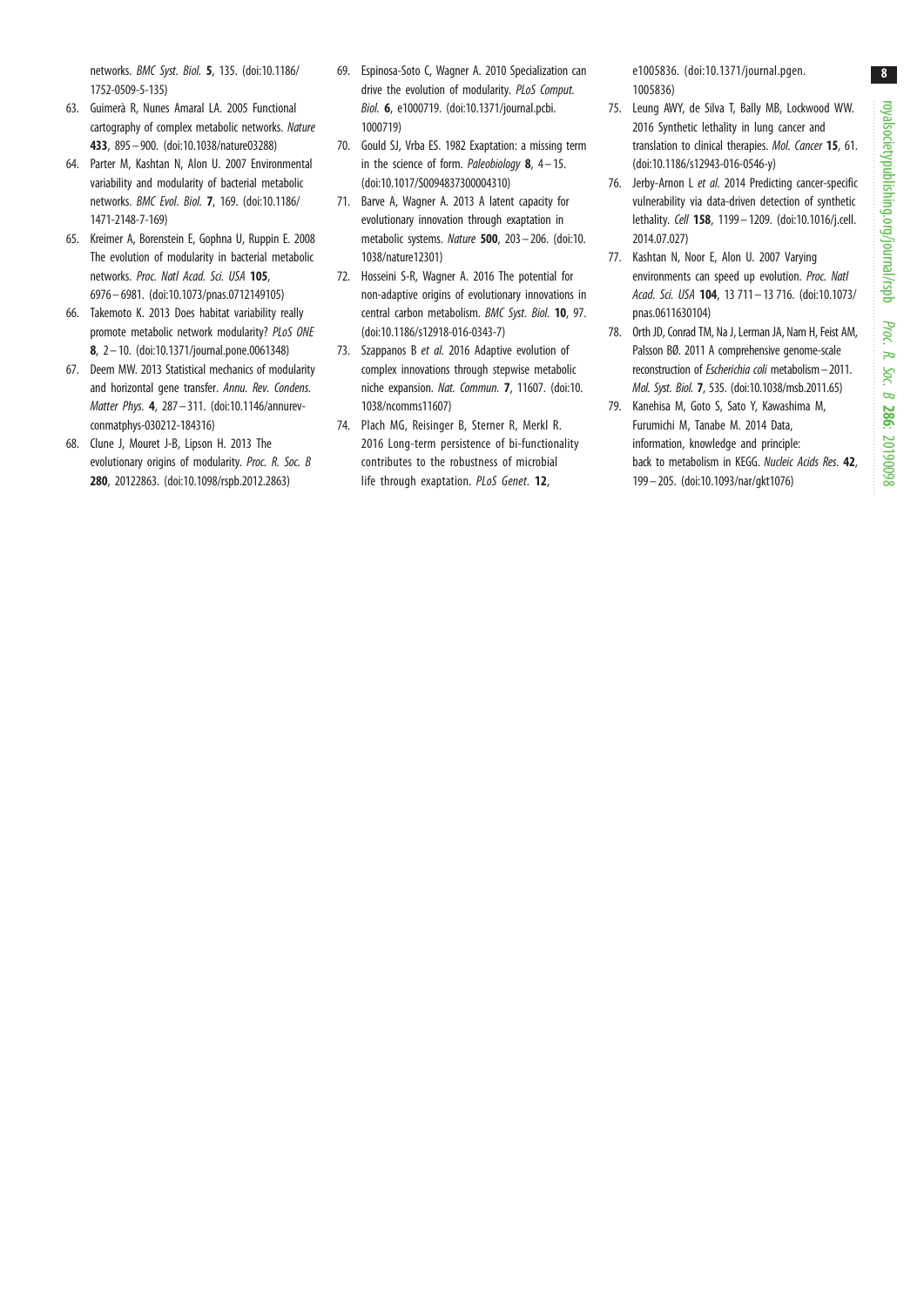networks. *BMC Syst. Biol.* **5**, 135. (doi:10.1186/1752-0509-5-135)

63. Guimerà R, Nunes Amaral LA. 2005 Functional cartography of complex metabolic networks. *Nature* **433**, 895–900. (doi:10.1038/nature03288)
64. Parter M, Kashtan N, Alon U. 2007 Environmental variability and modularity of bacterial metabolic networks. *BMC Evol. Biol.* **7**, 169. (doi:10.1186/1471-2148-7-169)
65. Kreimer A, Borenstein E, Gophna U, Ruppin E. 2008 The evolution of modularity in bacterial metabolic networks. *Proc. Natl Acad. Sci. USA* **105**, 6976–6981. (doi:10.1073/pnas.0712149105)
66. Takemoto K. 2013 Does habitat variability really promote metabolic network modularity? *PLoS ONE* **8**, 2–10. (doi:10.1371/journal.pone.0061348)
67. Deem MW. 2013 Statistical mechanics of modularity and horizontal gene transfer. *Annu. Rev. Condens. Matter Phys.* **4**, 287–311. (doi:10.1146/annurev-conmatphys-030212-184316)
68. Clune J, Mouret J-B, Lipson H. 2013 The evolutionary origins of modularity. *Proc. R. Soc. B* **280**, 20122863. (doi:10.1098/rspb.2012.2863)
69. Espinosa-Soto C, Wagner A. 2010 Specialization can drive the evolution of modularity. *PLoS Comput. Biol.* **6**, e1000719. (doi:10.1371/journal.pcbi.1000719)
70. Gould SJ, Vrba ES. 1982 Exaptation: a missing term in the science of form. *Paleobiology* **8**, 4–15. (doi:10.1017/S0094837300004310)
71. Barve A, Wagner A. 2013 A latent capacity for evolutionary innovation through exaptation in metabolic systems. *Nature* **500**, 203–206. (doi:10.1038/nature12301)
72. Hosseini S-R, Wagner A. 2016 The potential for non-adaptive origins of evolutionary innovations in central carbon metabolism. *BMC Syst. Biol.* **10**, 97. (doi:10.1186/s12918-016-0343-7)
73. Szappanos B *et al.* 2016 Adaptive evolution of complex innovations through stepwise metabolic niche expansion. *Nat. Commun.* **7**, 11607. (doi:10.1038/ncomms11607)
74. Plach MG, Reisinger B, Sterner R, Merkl R. 2016 Long-term persistence of bi-functionality contributes to the robustness of microbial life through exaptation. *PLoS Genet.* **12**, e1005836. (doi:10.1371/journal.pgen.1005836)
75. Leung AWY, de Silva T, Bally MB, Lockwood WW. 2016 Synthetic lethality in lung cancer and translation to clinical therapies. *Mol. Cancer* **15**, 61. (doi:10.1186/s12943-016-0546-y)
76. Jerby-Arnon L *et al.* 2014 Predicting cancer-specific vulnerability via data-driven detection of synthetic lethality. *Cell* **158**, 1199–1209. (doi:10.1016/j.cell.2014.07.027)
77. Kashtan N, Noor E, Alon U. 2007 Varying environments can speed up evolution. *Proc. Natl Acad. Sci. USA* **104**, 13 711–13 716. (doi:10.1073/pnas.0611630104)
78. Orth JD, Conrad TM, Na J, Lerman JA, Nam H, Feist AM, Palsson BØ. 2011 A comprehensive genome-scale reconstruction of *Escherichia coli* metabolism–2011. *Mol. Syst. Biol.* **7**, 535. (doi:10.1038/msb.2011.65)
79. Kanehisa M, Goto S, Sato Y, Kawashima M, Furumichi M, Tanabe M. 2014 Data, information, knowledge and principle: back to metabolism in KEGG. *Nucleic Acids Res.* **42**, 199–205. (doi:10.1093/nar/gkt1076)